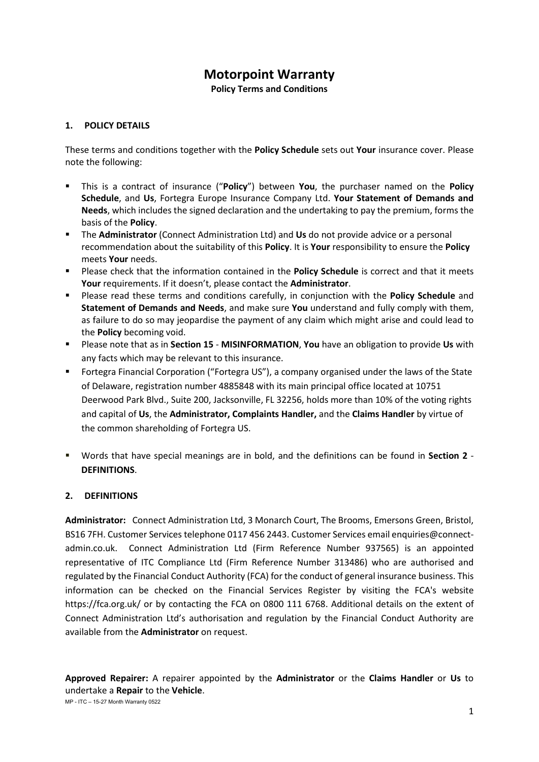# Motorpoint Warranty

**Policy Terms and Conditions**

## 1. POLICY DETAILS

These terms and conditions together with the **Policy Schedule** sets out **Your** insurance cover. Please note the following:

- This is a contract of insurance ("**Policy**") between **You**, the purchaser named on the **Policy Schedule**, and **Us**, Fortegra Europe Insurance Company Ltd. **Your Statement of Demands and Needs**, which includes the signed declaration and the undertaking to pay the premium, forms the basis of the **Policy**.
- The **Administrator** (Connect Administration Ltd) and **Us** do not provide advice or a personal recommendation about the suitability of this **Policy**. It is **Your** responsibility to ensure the **Policy** meets **Your** needs.
- Please check that the information contained in the **Policy Schedule** is correct and that it meets **Your** requirements. If it doesn't, please contact the **Administrator**.
- Please read these terms and conditions carefully, in conjunction with the **Policy Schedule** and **Statement of Demands and Needs**, and make sure **You** understand and fully comply with them, as failure to do so may jeopardise the payment of any claim which might arise and could lead to the **Policy** becoming void.
- Please note that as in **Section 15** - **MISINFORMATION**, **You** have an obligation to provide **Us** with any facts which may be relevant to this insurance.
- Fortegra Financial Corporation ("Fortegra US"), a company organised under the laws of the State of Delaware, registration number 4885848 with its main principal office located at 10751 Deerwood Park Blvd., Suite 200, Jacksonville, FL 32256, holds more than 10% of the voting rights and capital of **Us**, the **Administrator, Complaints Handler,** and the **Claims Handler** by virtue of the common shareholding of Fortegra US.
- Words that have special meanings are in bold, and the definitions can be found in **Section 2** - **DEFINITIONS**.

## 2. DEFINITIONS

**Administrator:** Connect Administration Ltd, 3 Monarch Court, The Brooms, Emersons Green, Bristol, BS16 7FH. Customer Services telephone 0117 456 2443. Customer Services email enquiries@connect-admin.co.uk. Connect Administration Ltd (Firm Reference Number 937565) is an appointed representative of ITC Compliance Ltd (Firm Reference Number 313486) who are authorised and regulated by the Financial Conduct Authority (FCA) for the conduct of general insurance business. This information can be checked on the Financial Services Register by visiting the FCA's website https://fca.org.uk/ or by contacting the FCA on 0800 111 6768. Additional details on the extent of Connect Administration Ltd's authorisation and regulation by the Financial Conduct Authority are available from the **Administrator** on request.

**Approved Repairer:** A repairer appointed by the **Administrator** or the **Claims Handler** or **Us** to undertake a **Repair** to the **Vehicle**.

MP - ITC – 15-27 Month Warranty 0522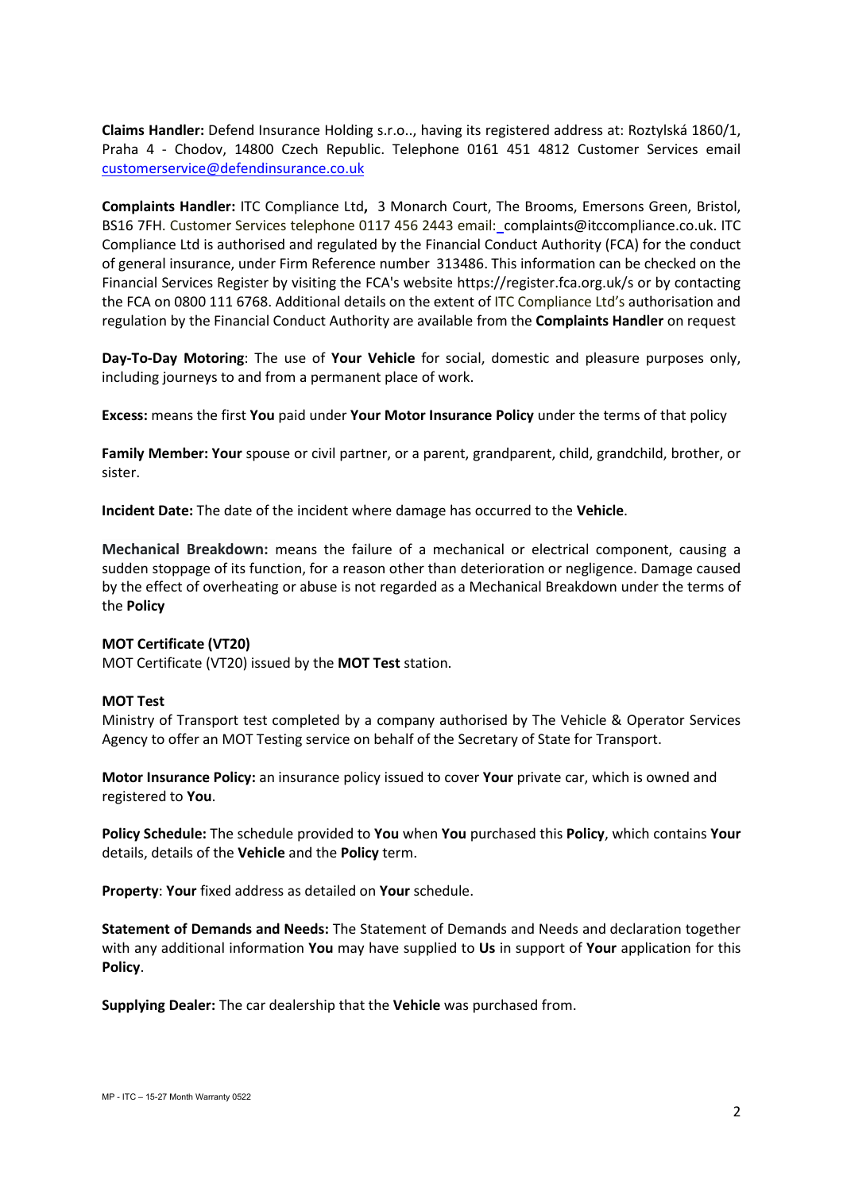**Claims Handler:** Defend Insurance Holding s.r.o.., having its registered address at: Roztylská 1860/1, Praha 4 - Chodov, 14800 Czech Republic. Telephone 0161 451 4812 Customer Services email customerservice@defendinsurance.co.uk

**Complaints Handler:** ITC Compliance Ltd**,** 3 Monarch Court, The Brooms, Emersons Green, Bristol, BS16 7FH. Customer Services telephone 0117 456 2443 email: complaints@itccompliance.co.uk. ITC Compliance Ltd is authorised and regulated by the Financial Conduct Authority (FCA) for the conduct of general insurance, under Firm Reference number 313486. This information can be checked on the Financial Services Register by visiting the FCA's website https://register.fca.org.uk/s or by contacting the FCA on 0800 111 6768. Additional details on the extent of ITC Compliance Ltd's authorisation and regulation by the Financial Conduct Authority are available from the **Complaints Handler** on request

**Day-To-Day Motoring**: The use of **Your Vehicle** for social, domestic and pleasure purposes only, including journeys to and from a permanent place of work.

**Excess:** means the first **You** paid under **Your Motor Insurance Policy** under the terms of that policy

**Family Member: Your** spouse or civil partner, or a parent, grandparent, child, grandchild, brother, or sister.

**Incident Date:** The date of the incident where damage has occurred to the **Vehicle**.

**Mechanical Breakdown:** means the failure of a mechanical or electrical component, causing a sudden stoppage of its function, for a reason other than deterioration or negligence. Damage caused by the effect of overheating or abuse is not regarded as a Mechanical Breakdown under the terms of the **Policy**

**MOT Certificate (VT20)**
MOT Certificate (VT20) issued by the **MOT Test** station.

**MOT Test**
Ministry of Transport test completed by a company authorised by The Vehicle & Operator Services Agency to offer an MOT Testing service on behalf of the Secretary of State for Transport.

**Motor Insurance Policy:** an insurance policy issued to cover **Your** private car, which is owned and registered to **You**.

**Policy Schedule:** The schedule provided to **You** when **You** purchased this **Policy**, which contains **Your** details, details of the **Vehicle** and the **Policy** term.

**Property**: **Your** fixed address as detailed on **Your** schedule.

**Statement of Demands and Needs:** The Statement of Demands and Needs and declaration together with any additional information **You** may have supplied to **Us** in support of **Your** application for this **Policy**.

**Supplying Dealer:** The car dealership that the **Vehicle** was purchased from.

MP - ITC – 15-27 Month Warranty 0522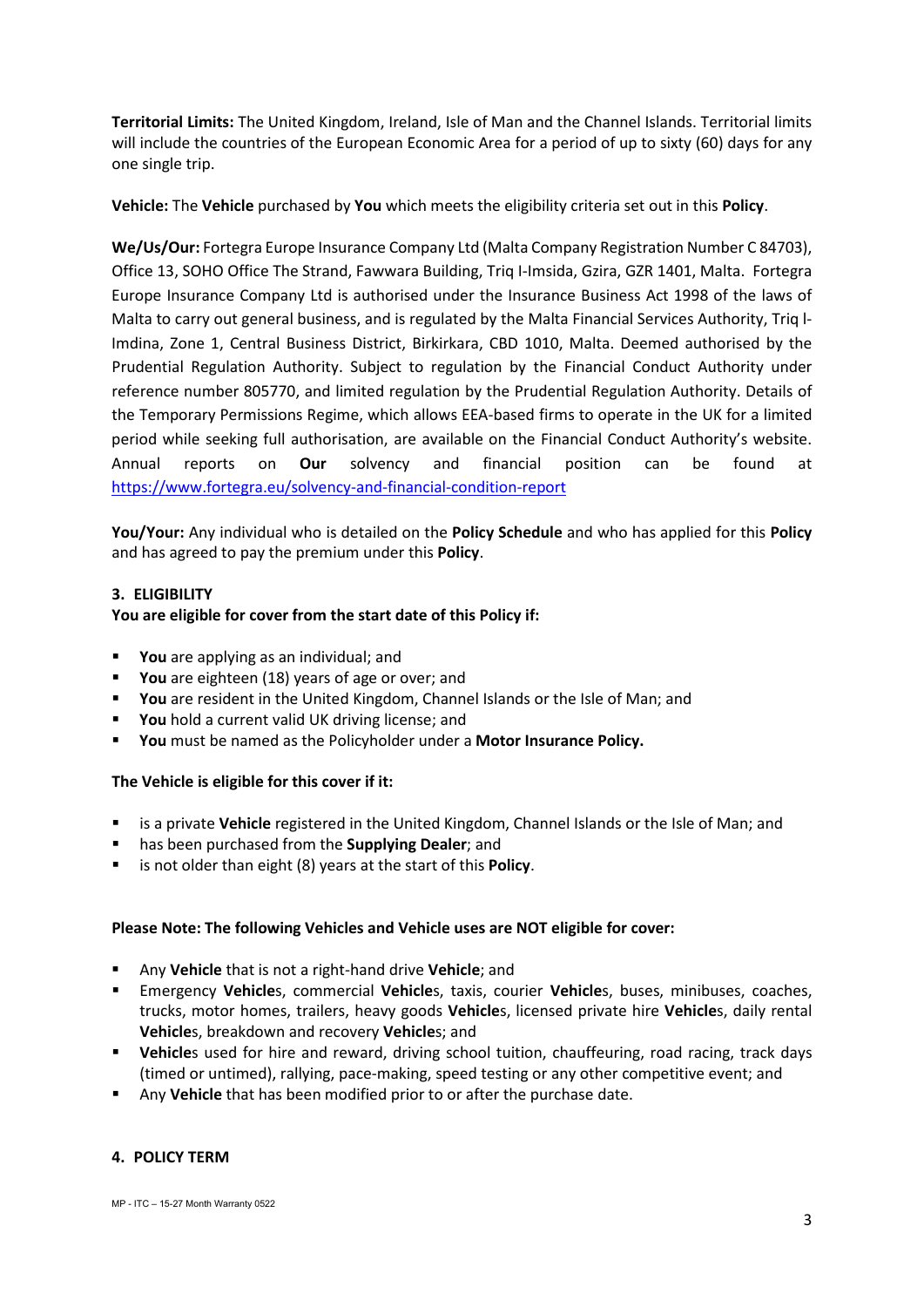**Territorial Limits:** The United Kingdom, Ireland, Isle of Man and the Channel Islands. Territorial limits will include the countries of the European Economic Area for a period of up to sixty (60) days for any one single trip.

**Vehicle:** The **Vehicle** purchased by **You** which meets the eligibility criteria set out in this **Policy**.

**We/Us/Our:** Fortegra Europe Insurance Company Ltd (Malta Company Registration Number C 84703), Office 13, SOHO Office The Strand, Fawwara Building, Triq l-Imsida, Gzira, GZR 1401, Malta. Fortegra Europe Insurance Company Ltd is authorised under the Insurance Business Act 1998 of the laws of Malta to carry out general business, and is regulated by the Malta Financial Services Authority, Triq l-Imdina, Zone 1, Central Business District, Birkirkara, CBD 1010, Malta. Deemed authorised by the Prudential Regulation Authority. Subject to regulation by the Financial Conduct Authority under reference number 805770, and limited regulation by the Prudential Regulation Authority. Details of the Temporary Permissions Regime, which allows EEA-based firms to operate in the UK for a limited period while seeking full authorisation, are available on the Financial Conduct Authority's website. Annual reports on **Our** solvency and financial position can be found at https://www.fortegra.eu/solvency-and-financial-condition-report

**You/Your:** Any individual who is detailed on the **Policy Schedule** and who has applied for this **Policy** and has agreed to pay the premium under this **Policy**.

## 3. ELIGIBILITY

**You are eligible for cover from the start date of this Policy if:**

- **You** are applying as an individual; and
- **You** are eighteen (18) years of age or over; and
- **You** are resident in the United Kingdom, Channel Islands or the Isle of Man; and
- **You** hold a current valid UK driving license; and
- **You** must be named as the Policyholder under a **Motor Insurance Policy.**

**The Vehicle is eligible for this cover if it:**

- is a private **Vehicle** registered in the United Kingdom, Channel Islands or the Isle of Man; and
- has been purchased from the **Supplying Dealer**; and
- is not older than eight (8) years at the start of this **Policy**.

**Please Note: The following Vehicles and Vehicle uses are NOT eligible for cover:**

- Any **Vehicle** that is not a right-hand drive **Vehicle**; and
- Emergency **Vehicle**s, commercial **Vehicle**s, taxis, courier **Vehicle**s, buses, minibuses, coaches, trucks, motor homes, trailers, heavy goods **Vehicle**s, licensed private hire **Vehicle**s, daily rental **Vehicle**s, breakdown and recovery **Vehicle**s; and
- **Vehicle**s used for hire and reward, driving school tuition, chauffeuring, road racing, track days (timed or untimed), rallying, pace-making, speed testing or any other competitive event; and
- Any **Vehicle** that has been modified prior to or after the purchase date.

## 4. POLICY TERM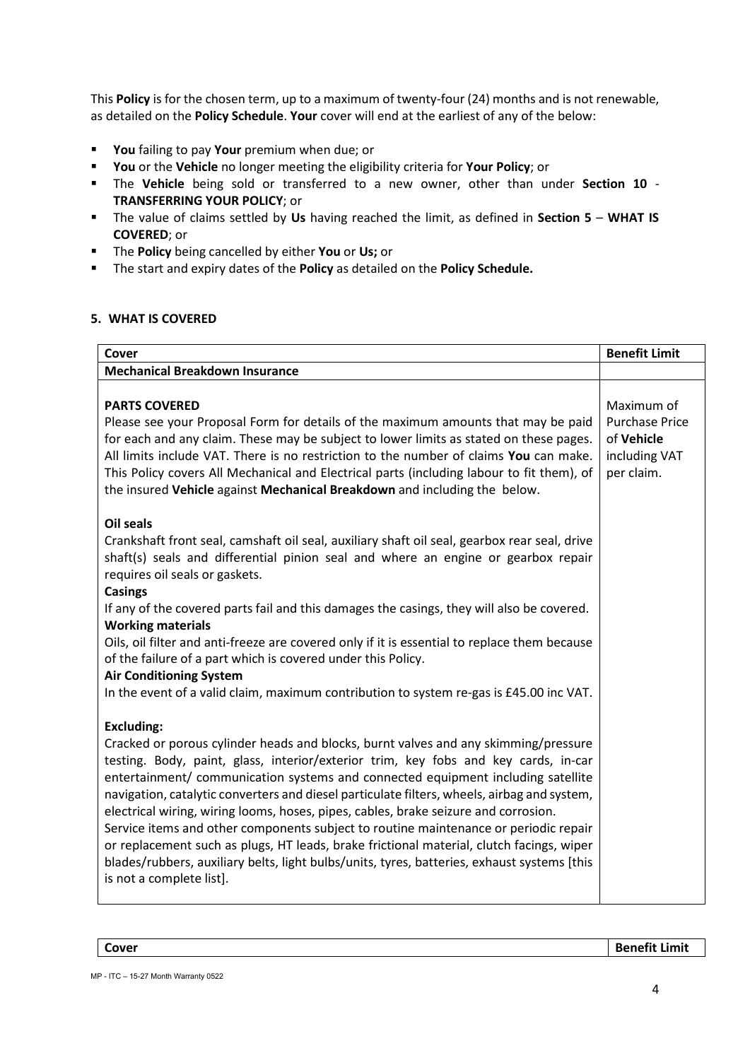This **Policy** is for the chosen term, up to a maximum of twenty-four (24) months and is not renewable, as detailed on the **Policy Schedule**. **Your** cover will end at the earliest of any of the below:

- **You** failing to pay **Your** premium when due; or
- **You** or the **Vehicle** no longer meeting the eligibility criteria for **Your Policy**; or
- The **Vehicle** being sold or transferred to a new owner, other than under **Section 10** - **TRANSFERRING YOUR POLICY**; or
- The value of claims settled by **Us** having reached the limit, as defined in **Section 5** – **WHAT IS COVERED**; or
- The **Policy** being cancelled by either **You** or **Us;** or
- The start and expiry dates of the **Policy** as detailed on the **Policy Schedule.**

## 5. WHAT IS COVERED

| **Cover** | **Benefit Limit** |
|---|---|
| **Mechanical Breakdown Insurance** | |
| **PARTS COVERED**<br>Please see your Proposal Form for details of the maximum amounts that may be paid for each and any claim. These may be subject to lower limits as stated on these pages. All limits include VAT. There is no restriction to the number of claims **You** can make. This Policy covers All Mechanical and Electrical parts (including labour to fit them), of the insured **Vehicle** against **Mechanical Breakdown** and including the below.<br><br>**Oil seals**<br>Crankshaft front seal, camshaft oil seal, auxiliary shaft oil seal, gearbox rear seal, drive shaft(s) seals and differential pinion seal and where an engine or gearbox repair requires oil seals or gaskets.<br>**Casings**<br>If any of the covered parts fail and this damages the casings, they will also be covered.<br>**Working materials**<br>Oils, oil filter and anti-freeze are covered only if it is essential to replace them because of the failure of a part which is covered under this Policy.<br>**Air Conditioning System**<br>In the event of a valid claim, maximum contribution to system re-gas is £45.00 inc VAT.<br><br>**Excluding:**<br>Cracked or porous cylinder heads and blocks, burnt valves and any skimming/pressure testing. Body, paint, glass, interior/exterior trim, key fobs and key cards, in-car entertainment/ communication systems and connected equipment including satellite navigation, catalytic converters and diesel particulate filters, wheels, airbag and system, electrical wiring, wiring looms, hoses, pipes, cables, brake seizure and corrosion.<br>Service items and other components subject to routine maintenance or periodic repair or replacement such as plugs, HT leads, brake frictional material, clutch facings, wiper blades/rubbers, auxiliary belts, light bulbs/units, tyres, batteries, exhaust systems [this is not a complete list]. | Maximum of Purchase Price of **Vehicle** including VAT per claim. |

| **Cover** | **Benefit Limit** |
|---|---|

MP - ITC – 15-27 Month Warranty 0522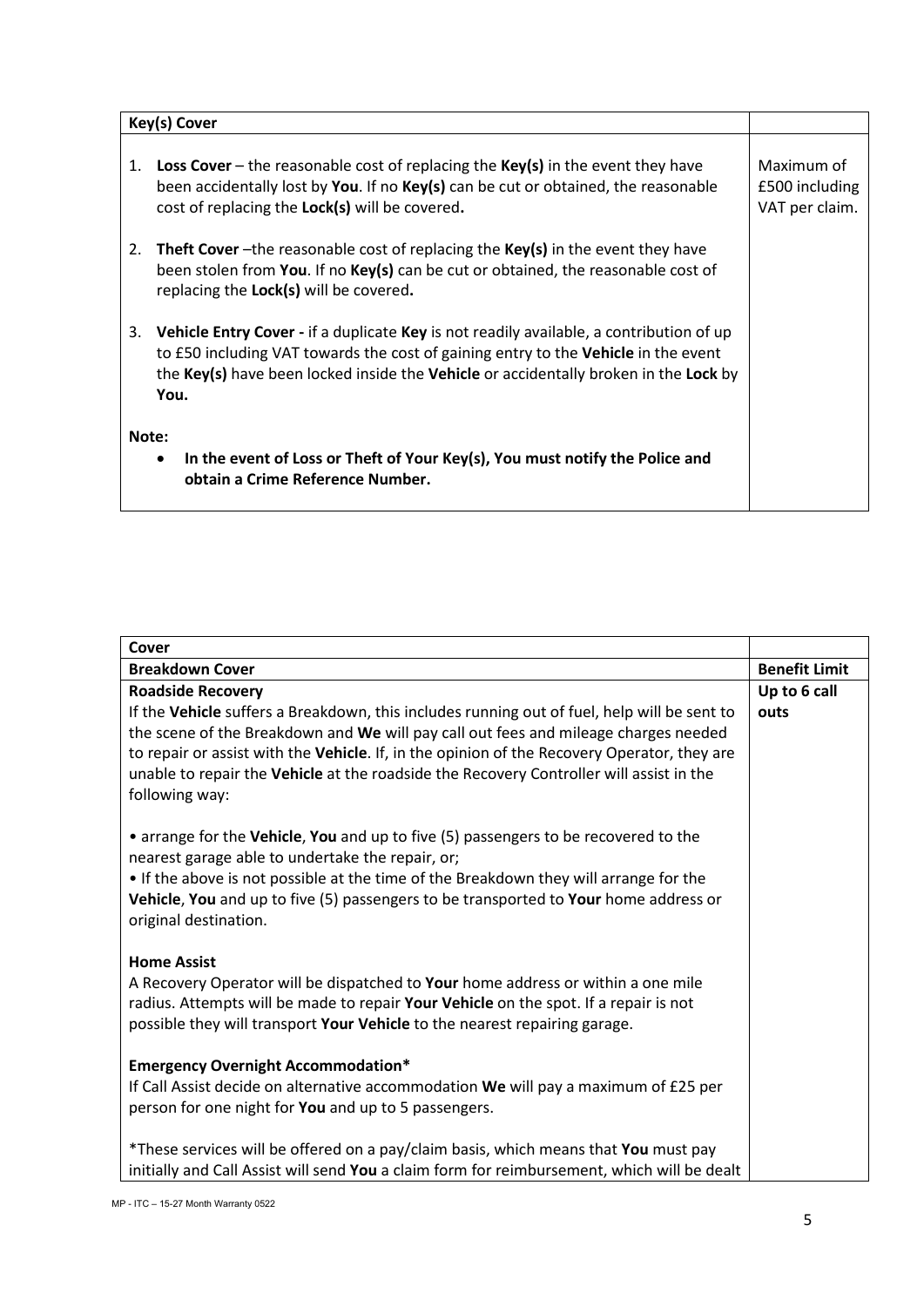| Key(s) Cover | |
|---|---|
| 1. **Loss Cover** – the reasonable cost of replacing the **Key(s)** in the event they have been accidentally lost by **You**. If no **Key(s)** can be cut or obtained, the reasonable cost of replacing the **Lock(s)** will be covered**.**<br><br>2. **Theft Cover** –the reasonable cost of replacing the **Key(s)** in the event they have been stolen from **You**. If no **Key(s)** can be cut or obtained, the reasonable cost of replacing the **Lock(s)** will be covered**.**<br><br>3. **Vehicle Entry Cover -** if a duplicate **Key** is not readily available, a contribution of up to £50 including VAT towards the cost of gaining entry to the **Vehicle** in the event the **Key(s)** have been locked inside the **Vehicle** or accidentally broken in the **Lock** by **You.**<br><br>**Note:**<br>• **In the event of Loss or Theft of Your Key(s), You must notify the Police and obtain a Crime Reference Number.** | Maximum of £500 including VAT per claim. |

| Cover | |
|---|---|
| **Breakdown Cover** | **Benefit Limit** |
| **Roadside Recovery**<br>If the **Vehicle** suffers a Breakdown, this includes running out of fuel, help will be sent to the scene of the Breakdown and **We** will pay call out fees and mileage charges needed to repair or assist with the **Vehicle**. If, in the opinion of the Recovery Operator, they are unable to repair the **Vehicle** at the roadside the Recovery Controller will assist in the following way:<br><br>• arrange for the **Vehicle**, **You** and up to five (5) passengers to be recovered to the nearest garage able to undertake the repair, or;<br>• If the above is not possible at the time of the Breakdown they will arrange for the **Vehicle**, **You** and up to five (5) passengers to be transported to **Your** home address or original destination.<br><br>**Home Assist**<br>A Recovery Operator will be dispatched to **Your** home address or within a one mile radius. Attempts will be made to repair **Your Vehicle** on the spot. If a repair is not possible they will transport **Your Vehicle** to the nearest repairing garage.<br><br>**Emergency Overnight Accommodation***<br>If Call Assist decide on alternative accommodation **We** will pay a maximum of £25 per person for one night for **You** and up to 5 passengers.<br><br>*These services will be offered on a pay/claim basis, which means that **You** must pay initially and Call Assist will send **You** a claim form for reimbursement, which will be dealt | **Up to 6 call outs** |

MP - ITC – 15-27 Month Warranty 0522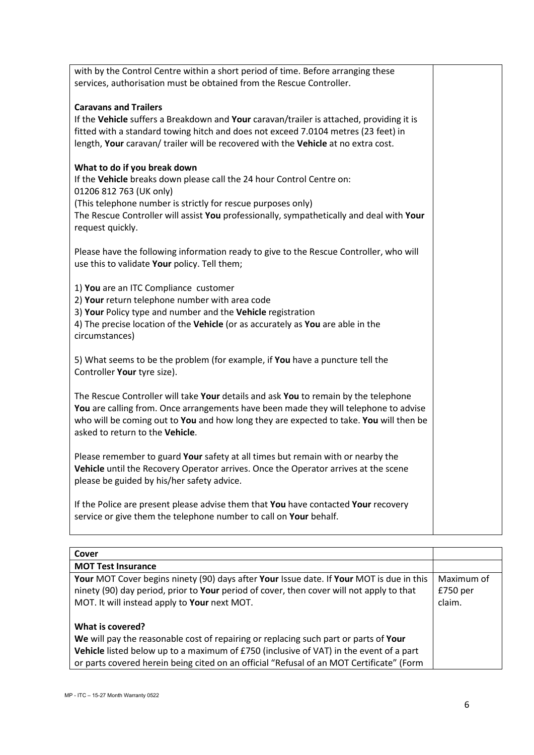with by the Control Centre within a short period of time. Before arranging these services, authorisation must be obtained from the Rescue Controller.

**Caravans and Trailers**

If the **Vehicle** suffers a Breakdown and **Your** caravan/trailer is attached, providing it is fitted with a standard towing hitch and does not exceed 7.0104 metres (23 feet) in length, **Your** caravan/ trailer will be recovered with the **Vehicle** at no extra cost.

**What to do if you break down**

If the **Vehicle** breaks down please call the 24 hour Control Centre on:
01206 812 763 (UK only)
(This telephone number is strictly for rescue purposes only)
The Rescue Controller will assist **You** professionally, sympathetically and deal with **Your** request quickly.

Please have the following information ready to give to the Rescue Controller, who will use this to validate **Your** policy. Tell them;

1) **You** are an ITC Compliance customer
2) **Your** return telephone number with area code
3) **Your** Policy type and number and the **Vehicle** registration
4) The precise location of the **Vehicle** (or as accurately as **You** are able in the circumstances)

5) What seems to be the problem (for example, if **You** have a puncture tell the Controller **Your** tyre size).

The Rescue Controller will take **Your** details and ask **You** to remain by the telephone **You** are calling from. Once arrangements have been made they will telephone to advise who will be coming out to **You** and how long they are expected to take. **You** will then be asked to return to the **Vehicle**.

Please remember to guard **Your** safety at all times but remain with or nearby the **Vehicle** until the Recovery Operator arrives. Once the Operator arrives at the scene please be guided by his/her safety advice.

If the Police are present please advise them that **You** have contacted **Your** recovery service or give them the telephone number to call on **Your** behalf.

| **Cover** | |
|---|---|
| **MOT Test Insurance** | |
| **Your** MOT Cover begins ninety (90) days after **Your** Issue date. If **Your** MOT is due in this ninety (90) day period, prior to **Your** period of cover, then cover will not apply to that MOT. It will instead apply to **Your** next MOT.<br><br>**What is covered?**<br>**We** will pay the reasonable cost of repairing or replacing such part or parts of **Your Vehicle** listed below up to a maximum of £750 (inclusive of VAT) in the event of a part or parts covered herein being cited on an official "Refusal of an MOT Certificate" (Form | Maximum of £750 per claim. |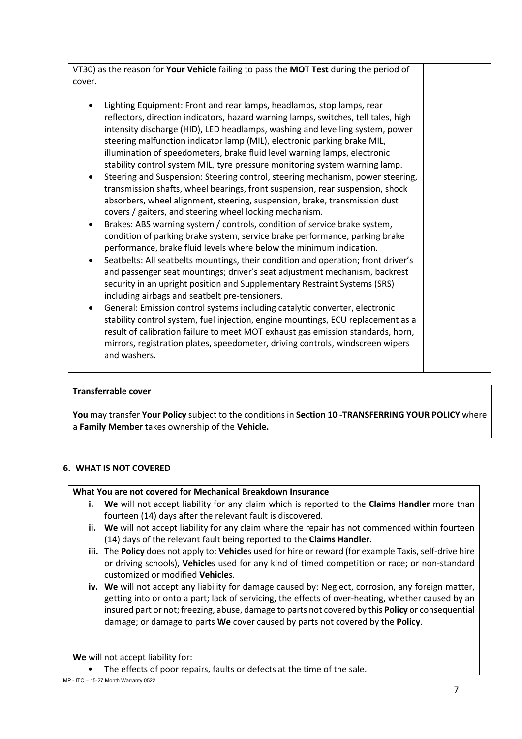VT30) as the reason for **Your Vehicle** failing to pass the **MOT Test** during the period of cover.

- Lighting Equipment: Front and rear lamps, headlamps, stop lamps, rear reflectors, direction indicators, hazard warning lamps, switches, tell tales, high intensity discharge (HID), LED headlamps, washing and levelling system, power steering malfunction indicator lamp (MIL), electronic parking brake MIL, illumination of speedometers, brake fluid level warning lamps, electronic stability control system MIL, tyre pressure monitoring system warning lamp.
- Steering and Suspension: Steering control, steering mechanism, power steering, transmission shafts, wheel bearings, front suspension, rear suspension, shock absorbers, wheel alignment, steering, suspension, brake, transmission dust covers / gaiters, and steering wheel locking mechanism.
- Brakes: ABS warning system / controls, condition of service brake system, condition of parking brake system, service brake performance, parking brake performance, brake fluid levels where below the minimum indication.
- Seatbelts: All seatbelts mountings, their condition and operation; front driver's and passenger seat mountings; driver's seat adjustment mechanism, backrest security in an upright position and Supplementary Restraint Systems (SRS) including airbags and seatbelt pre-tensioners.
- General: Emission control systems including catalytic converter, electronic stability control system, fuel injection, engine mountings, ECU replacement as a result of calibration failure to meet MOT exhaust gas emission standards, horn, mirrors, registration plates, speedometer, driving controls, windscreen wipers and washers.

**Transferrable cover**

**You** may transfer **Your Policy** subject to the conditions in **Section 10** -**TRANSFERRING YOUR POLICY** where a **Family Member** takes ownership of the **Vehicle.**

## 6. WHAT IS NOT COVERED

**What You are not covered for Mechanical Breakdown Insurance**

- **i.** **We** will not accept liability for any claim which is reported to the **Claims Handler** more than fourteen (14) days after the relevant fault is discovered.
- **ii.** **We** will not accept liability for any claim where the repair has not commenced within fourteen (14) days of the relevant fault being reported to the **Claims Handler**.
- **iii.** The **Policy** does not apply to: **Vehicle**s used for hire or reward (for example Taxis, self-drive hire or driving schools), **Vehicle**s used for any kind of timed competition or race; or non-standard customized or modified **Vehicle**s.
- **iv.** **We** will not accept any liability for damage caused by: Neglect, corrosion, any foreign matter, getting into or onto a part; lack of servicing, the effects of over-heating, whether caused by an insured part or not; freezing, abuse, damage to parts not covered by this **Policy** or consequential damage; or damage to parts **We** cover caused by parts not covered by the **Policy**.

**We** will not accept liability for:

- The effects of poor repairs, faults or defects at the time of the sale.

MP - ITC – 15-27 Month Warranty 0522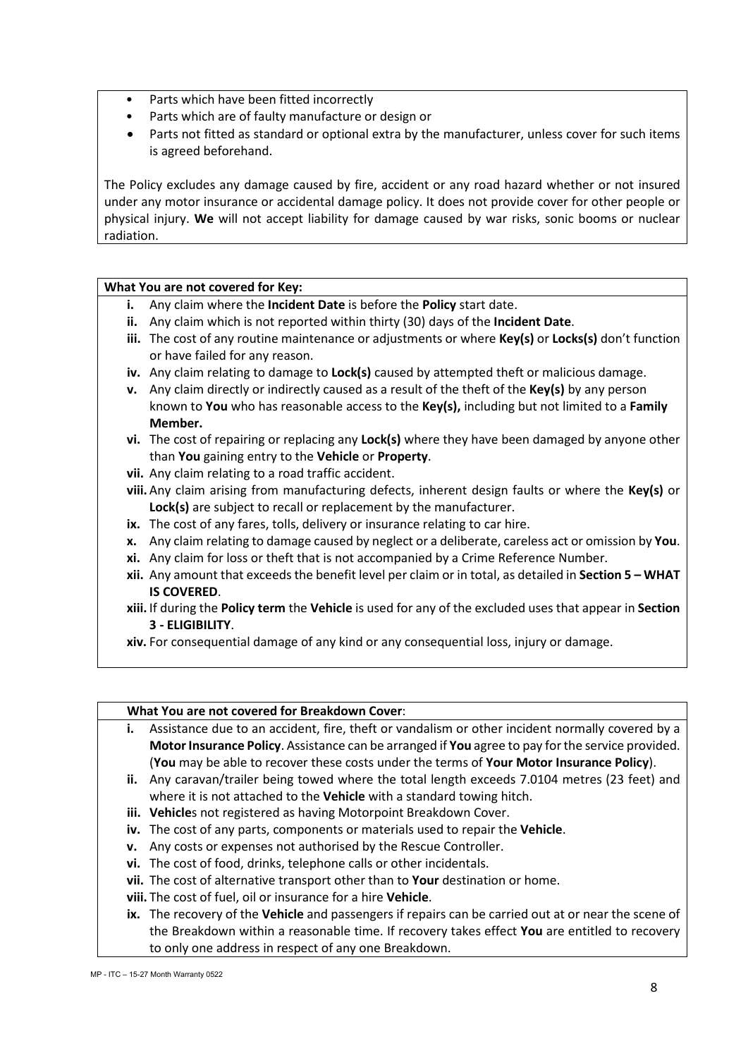- Parts which have been fitted incorrectly
- Parts which are of faulty manufacture or design or
- Parts not fitted as standard or optional extra by the manufacturer, unless cover for such items is agreed beforehand.

The Policy excludes any damage caused by fire, accident or any road hazard whether or not insured under any motor insurance or accidental damage policy. It does not provide cover for other people or physical injury. **We** will not accept liability for damage caused by war risks, sonic booms or nuclear radiation.

**What You are not covered for Key:**

- **i.** Any claim where the **Incident Date** is before the **Policy** start date.
- **ii.** Any claim which is not reported within thirty (30) days of the **Incident Date**.
- **iii.** The cost of any routine maintenance or adjustments or where **Key(s)** or **Locks(s)** don't function or have failed for any reason.
- **iv.** Any claim relating to damage to **Lock(s)** caused by attempted theft or malicious damage.
- **v.** Any claim directly or indirectly caused as a result of the theft of the **Key(s)** by any person known to **You** who has reasonable access to the **Key(s),** including but not limited to a **Family Member.**
- **vi.** The cost of repairing or replacing any **Lock(s)** where they have been damaged by anyone other than **You** gaining entry to the **Vehicle** or **Property**.
- **vii.** Any claim relating to a road traffic accident.
- **viii.** Any claim arising from manufacturing defects, inherent design faults or where the **Key(s)** or **Lock(s)** are subject to recall or replacement by the manufacturer.
- **ix.** The cost of any fares, tolls, delivery or insurance relating to car hire.
- **x.** Any claim relating to damage caused by neglect or a deliberate, careless act or omission by **You**.
- **xi.** Any claim for loss or theft that is not accompanied by a Crime Reference Number.
- **xii.** Any amount that exceeds the benefit level per claim or in total, as detailed in **Section 5 – WHAT IS COVERED**.
- **xiii.** If during the **Policy term** the **Vehicle** is used for any of the excluded uses that appear in **Section 3 - ELIGIBILITY**.
- **xiv.** For consequential damage of any kind or any consequential loss, injury or damage.

**What You are not covered for Breakdown Cover**:

- **i.** Assistance due to an accident, fire, theft or vandalism or other incident normally covered by a **Motor Insurance Policy**. Assistance can be arranged if **You** agree to pay for the service provided. (**You** may be able to recover these costs under the terms of **Your Motor Insurance Policy**).
- **ii.** Any caravan/trailer being towed where the total length exceeds 7.0104 metres (23 feet) and where it is not attached to the **Vehicle** with a standard towing hitch.
- **iii.** **Vehicle**s not registered as having Motorpoint Breakdown Cover.
- **iv.** The cost of any parts, components or materials used to repair the **Vehicle**.
- **v.** Any costs or expenses not authorised by the Rescue Controller.
- **vi.** The cost of food, drinks, telephone calls or other incidentals.
- **vii.** The cost of alternative transport other than to **Your** destination or home.
- **viii.** The cost of fuel, oil or insurance for a hire **Vehicle**.
- **ix.** The recovery of the **Vehicle** and passengers if repairs can be carried out at or near the scene of the Breakdown within a reasonable time. If recovery takes effect **You** are entitled to recovery to only one address in respect of any one Breakdown.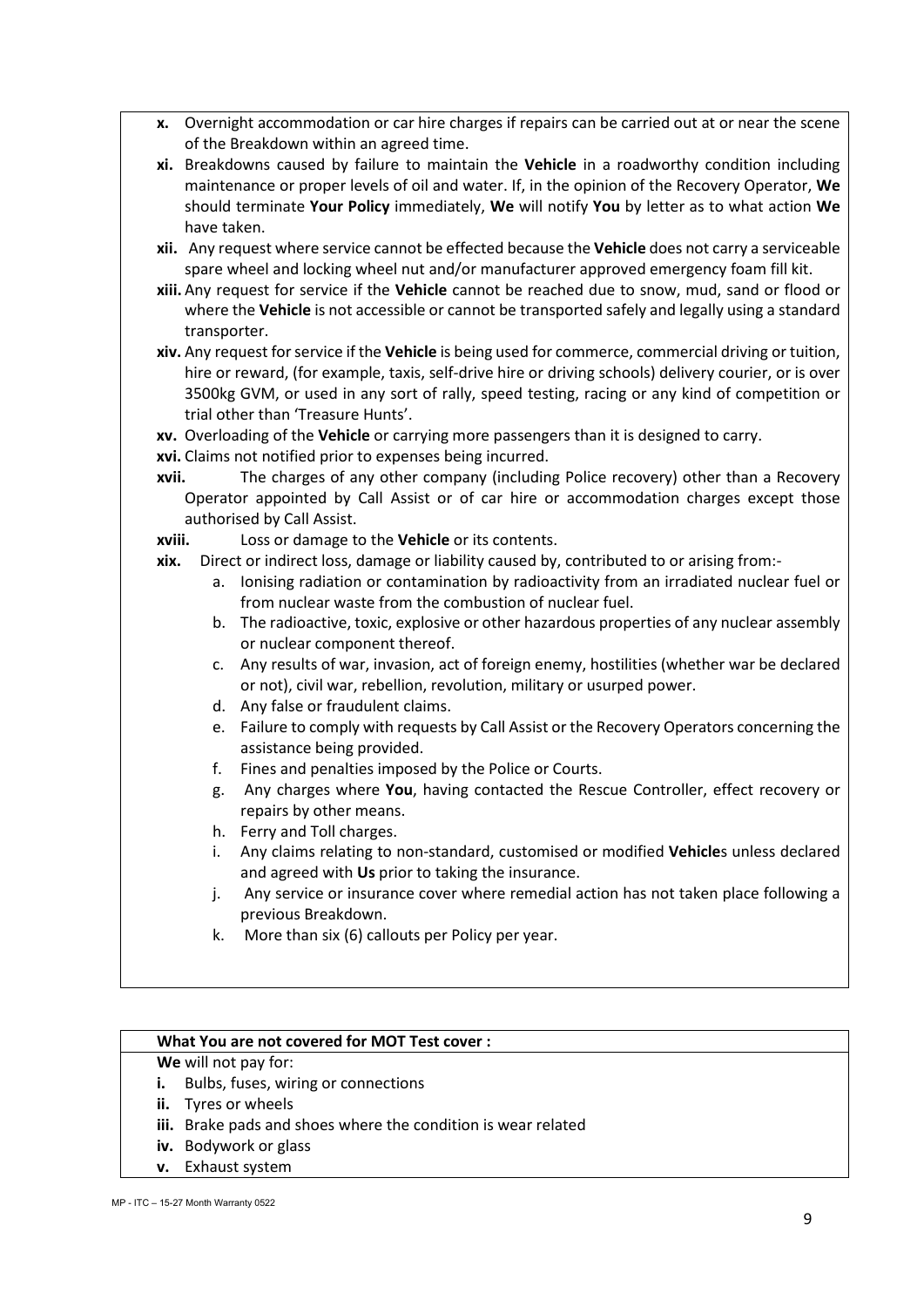**x.** Overnight accommodation or car hire charges if repairs can be carried out at or near the scene of the Breakdown within an agreed time.

**xi.** Breakdowns caused by failure to maintain the **Vehicle** in a roadworthy condition including maintenance or proper levels of oil and water. If, in the opinion of the Recovery Operator, **We** should terminate **Your Policy** immediately, **We** will notify **You** by letter as to what action **We** have taken.

**xii.** Any request where service cannot be effected because the **Vehicle** does not carry a serviceable spare wheel and locking wheel nut and/or manufacturer approved emergency foam fill kit.

**xiii.** Any request for service if the **Vehicle** cannot be reached due to snow, mud, sand or flood or where the **Vehicle** is not accessible or cannot be transported safely and legally using a standard transporter.

**xiv.** Any request for service if the **Vehicle** is being used for commerce, commercial driving or tuition, hire or reward, (for example, taxis, self-drive hire or driving schools) delivery courier, or is over 3500kg GVM, or used in any sort of rally, speed testing, racing or any kind of competition or trial other than 'Treasure Hunts'.

**xv.** Overloading of the **Vehicle** or carrying more passengers than it is designed to carry.

**xvi.** Claims not notified prior to expenses being incurred.

**xvii.** The charges of any other company (including Police recovery) other than a Recovery Operator appointed by Call Assist or of car hire or accommodation charges except those authorised by Call Assist.

**xviii.** Loss or damage to the **Vehicle** or its contents.

**xix.** Direct or indirect loss, damage or liability caused by, contributed to or arising from:-

- a. Ionising radiation or contamination by radioactivity from an irradiated nuclear fuel or from nuclear waste from the combustion of nuclear fuel.
- b. The radioactive, toxic, explosive or other hazardous properties of any nuclear assembly or nuclear component thereof.
- c. Any results of war, invasion, act of foreign enemy, hostilities (whether war be declared or not), civil war, rebellion, revolution, military or usurped power.
- d. Any false or fraudulent claims.
- e. Failure to comply with requests by Call Assist or the Recovery Operators concerning the assistance being provided.
- f. Fines and penalties imposed by the Police or Courts.
- g. Any charges where **You**, having contacted the Rescue Controller, effect recovery or repairs by other means.
- h. Ferry and Toll charges.
- i. Any claims relating to non-standard, customised or modified **Vehicle**s unless declared and agreed with **Us** prior to taking the insurance.
- j. Any service or insurance cover where remedial action has not taken place following a previous Breakdown.
- k. More than six (6) callouts per Policy per year.

**What You are not covered for MOT Test cover :**

**We** will not pay for:

**i.** Bulbs, fuses, wiring or connections

**ii.** Tyres or wheels

**iii.** Brake pads and shoes where the condition is wear related

**iv.** Bodywork or glass

**v.** Exhaust system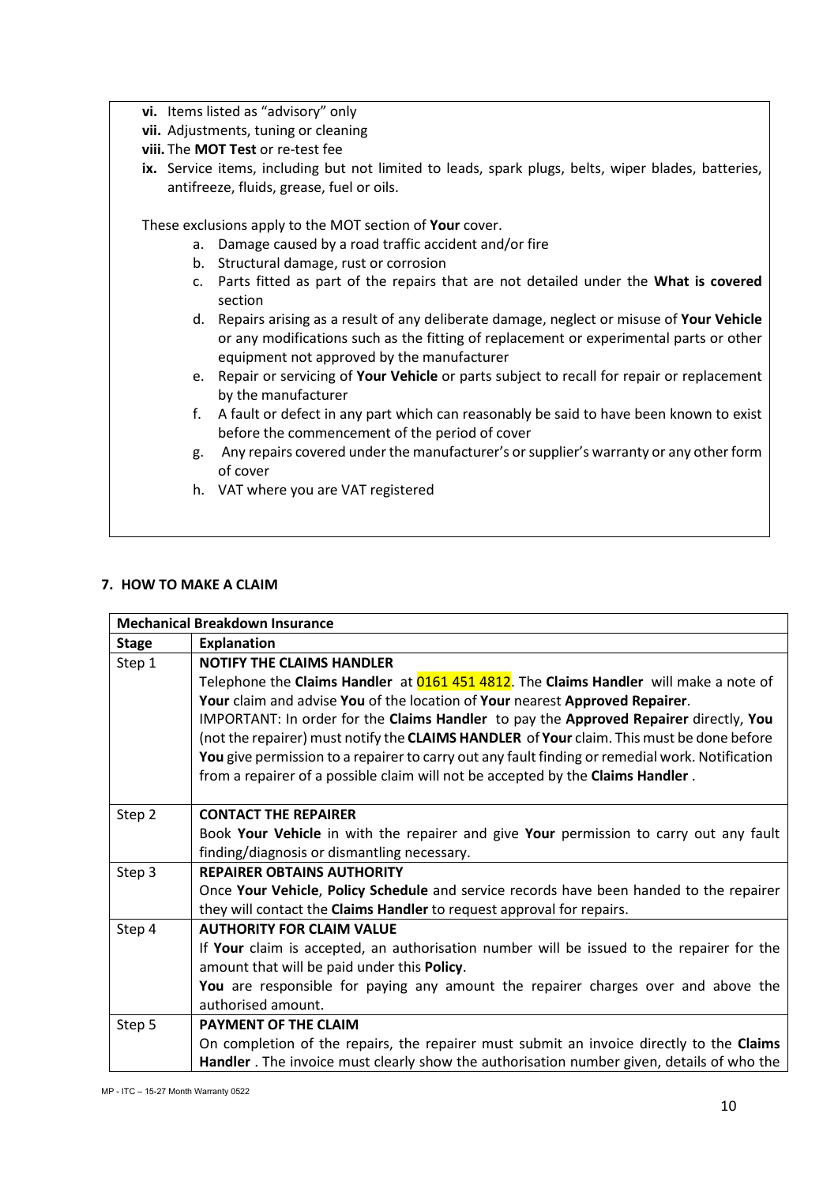- **vi.** Items listed as "advisory" only
- **vii.** Adjustments, tuning or cleaning
- **viii.** The **MOT Test** or re-test fee
- **ix.** Service items, including but not limited to leads, spark plugs, belts, wiper blades, batteries, antifreeze, fluids, grease, fuel or oils.

These exclusions apply to the MOT section of **Your** cover.

- a. Damage caused by a road traffic accident and/or fire
- b. Structural damage, rust or corrosion
- c. Parts fitted as part of the repairs that are not detailed under the **What is covered** section
- d. Repairs arising as a result of any deliberate damage, neglect or misuse of **Your Vehicle** or any modifications such as the fitting of replacement or experimental parts or other equipment not approved by the manufacturer
- e. Repair or servicing of **Your Vehicle** or parts subject to recall for repair or replacement by the manufacturer
- f. A fault or defect in any part which can reasonably be said to have been known to exist before the commencement of the period of cover
- g. Any repairs covered under the manufacturer's or supplier's warranty or any other form of cover
- h. VAT where you are VAT registered

## 7. HOW TO MAKE A CLAIM

| **Mechanical Breakdown Insurance** | |
|---|---|
| **Stage** | **Explanation** |
| Step 1 | **NOTIFY THE CLAIMS HANDLER**<br>Telephone the **Claims Handler** at 0161 451 4812. The **Claims Handler** will make a note of **Your** claim and advise **You** of the location of **Your** nearest **Approved Repairer**.<br>IMPORTANT: In order for the **Claims Handler** to pay the **Approved Repairer** directly, **You** (not the repairer) must notify the **CLAIMS HANDLER** of **Your** claim. This must be done before **You** give permission to a repairer to carry out any fault finding or remedial work. Notification from a repairer of a possible claim will not be accepted by the **Claims Handler**. |
| Step 2 | **CONTACT THE REPAIRER**<br>Book **Your Vehicle** in with the repairer and give **Your** permission to carry out any fault finding/diagnosis or dismantling necessary. |
| Step 3 | **REPAIRER OBTAINS AUTHORITY**<br>Once **Your Vehicle**, **Policy Schedule** and service records have been handed to the repairer they will contact the **Claims Handler** to request approval for repairs. |
| Step 4 | **AUTHORITY FOR CLAIM VALUE**<br>If **Your** claim is accepted, an authorisation number will be issued to the repairer for the amount that will be paid under this **Policy**.<br>**You** are responsible for paying any amount the repairer charges over and above the authorised amount. |
| Step 5 | **PAYMENT OF THE CLAIM**<br>On completion of the repairs, the repairer must submit an invoice directly to the **Claims Handler**. The invoice must clearly show the authorisation number given, details of who the |

MP - ITC – 15-27 Month Warranty 0522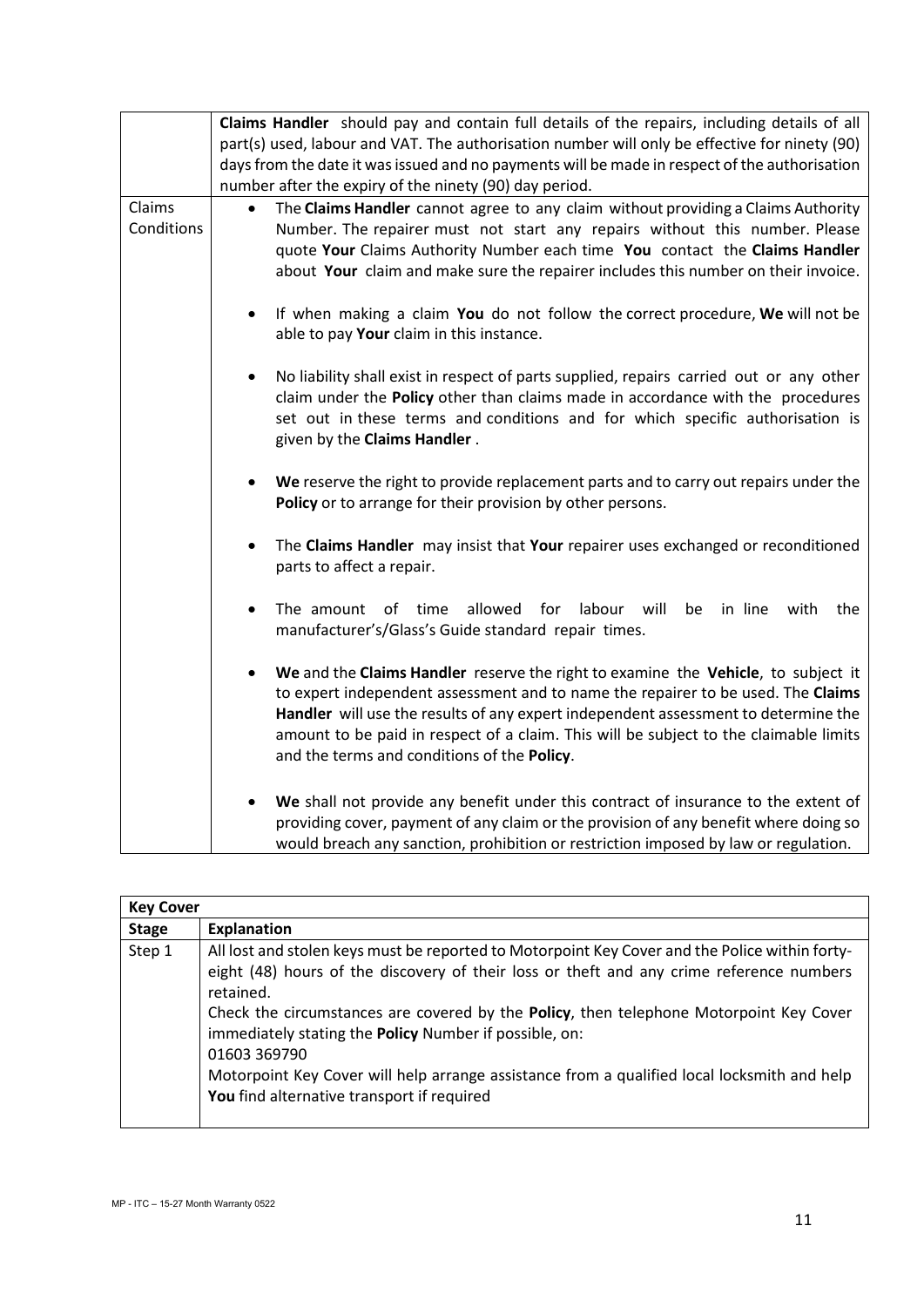| | |
|---|---|
| | **Claims Handler** should pay and contain full details of the repairs, including details of all part(s) used, labour and VAT. The authorisation number will only be effective for ninety (90) days from the date it was issued and no payments will be made in respect of the authorisation number after the expiry of the ninety (90) day period. |
| Claims Conditions | • The **Claims Handler** cannot agree to any claim without providing a Claims Authority Number. The repairer must not start any repairs without this number. Please quote **Your** Claims Authority Number each time **You** contact the **Claims Handler** about **Your** claim and make sure the repairer includes this number on their invoice.<br><br>• If when making a claim **You** do not follow the correct procedure, **We** will not be able to pay **Your** claim in this instance.<br><br>• No liability shall exist in respect of parts supplied, repairs carried out or any other claim under the **Policy** other than claims made in accordance with the procedures set out in these terms and conditions and for which specific authorisation is given by the **Claims Handler**.<br><br>• **We** reserve the right to provide replacement parts and to carry out repairs under the **Policy** or to arrange for their provision by other persons.<br><br>• The **Claims Handler** may insist that **Your** repairer uses exchanged or reconditioned parts to affect a repair.<br><br>• The amount of time allowed for labour will be in line with the manufacturer's/Glass's Guide standard repair times.<br><br>• **We** and the **Claims Handler** reserve the right to examine the **Vehicle**, to subject it to expert independent assessment and to name the repairer to be used. The **Claims Handler** will use the results of any expert independent assessment to determine the amount to be paid in respect of a claim. This will be subject to the claimable limits and the terms and conditions of the **Policy**.<br><br>• **We** shall not provide any benefit under this contract of insurance to the extent of providing cover, payment of any claim or the provision of any benefit where doing so would breach any sanction, prohibition or restriction imposed by law or regulation. |

| **Key Cover** | |
|---|---|
| **Stage** | **Explanation** |
| Step 1 | All lost and stolen keys must be reported to Motorpoint Key Cover and the Police within forty-eight (48) hours of the discovery of their loss or theft and any crime reference numbers retained.<br>Check the circumstances are covered by the **Policy**, then telephone Motorpoint Key Cover immediately stating the **Policy** Number if possible, on:<br>01603 369790<br>Motorpoint Key Cover will help arrange assistance from a qualified local locksmith and help **You** find alternative transport if required |

MP - ITC – 15-27 Month Warranty 0522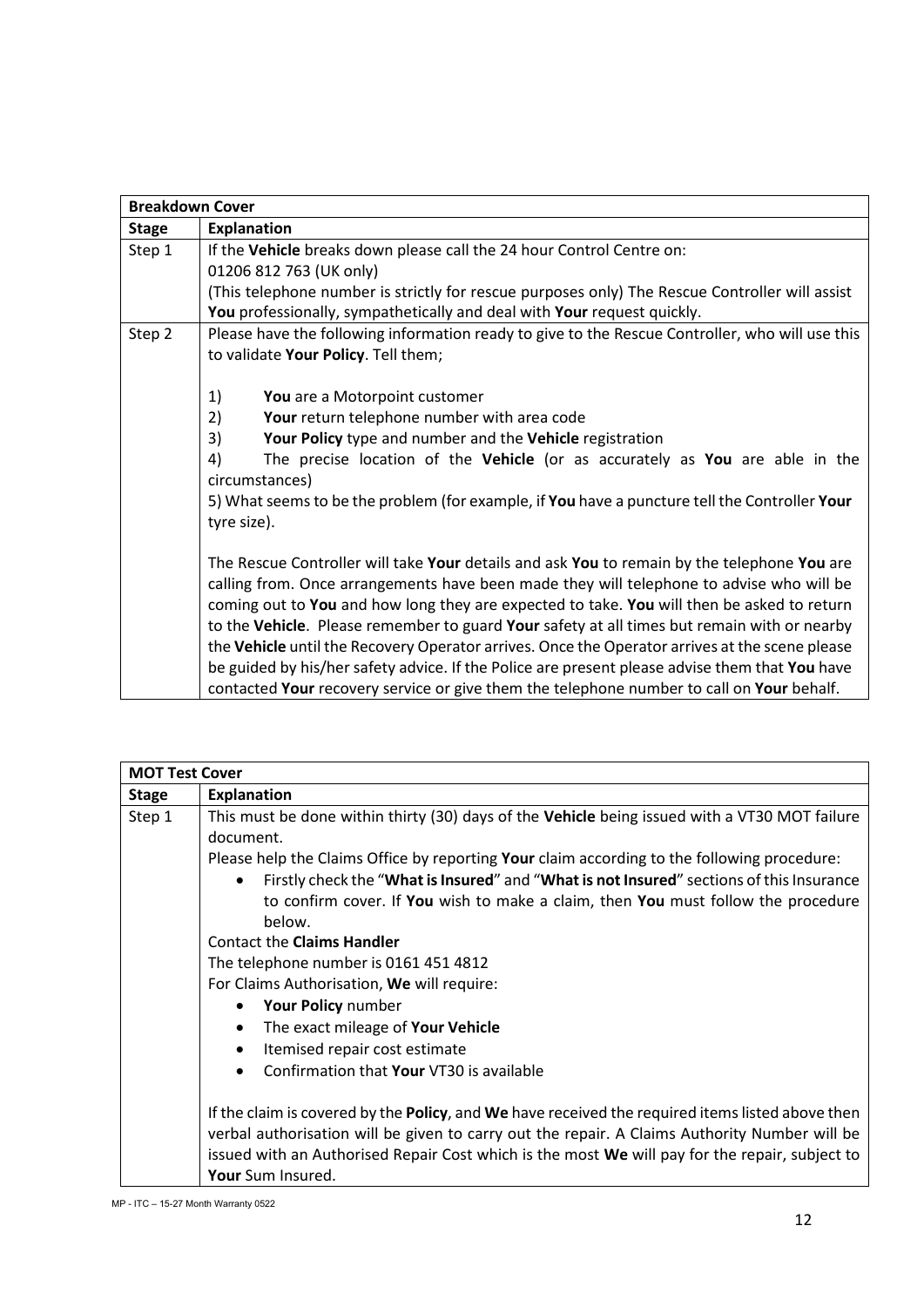| **Breakdown Cover** | |
|---|---|
| **Stage** | **Explanation** |
| Step 1 | If the **Vehicle** breaks down please call the 24 hour Control Centre on:<br>01206 812 763 (UK only)<br>(This telephone number is strictly for rescue purposes only) The Rescue Controller will assist **You** professionally, sympathetically and deal with **Your** request quickly. |
| Step 2 | Please have the following information ready to give to the Rescue Controller, who will use this to validate **Your Policy**. Tell them;<br><br>1) **You** are a Motorpoint customer<br>2) **Your** return telephone number with area code<br>3) **Your Policy** type and number and the **Vehicle** registration<br>4) The precise location of the **Vehicle** (or as accurately as **You** are able in the circumstances)<br>5) What seems to be the problem (for example, if **You** have a puncture tell the Controller **Your** tyre size).<br><br>The Rescue Controller will take **Your** details and ask **You** to remain by the telephone **You** are calling from. Once arrangements have been made they will telephone to advise who will be coming out to **You** and how long they are expected to take. **You** will then be asked to return to the **Vehicle**. Please remember to guard **Your** safety at all times but remain with or nearby the **Vehicle** until the Recovery Operator arrives. Once the Operator arrives at the scene please be guided by his/her safety advice. If the Police are present please advise them that **You** have contacted **Your** recovery service or give them the telephone number to call on **Your** behalf. |

| **MOT Test Cover** | |
|---|---|
| **Stage** | **Explanation** |
| Step 1 | This must be done within thirty (30) days of the **Vehicle** being issued with a VT30 MOT failure document.<br>Please help the Claims Office by reporting **Your** claim according to the following procedure:<br>• Firstly check the "**What is Insured**" and "**What is not Insured**" sections of this Insurance to confirm cover. If **You** wish to make a claim, then **You** must follow the procedure below.<br>Contact the **Claims Handler**<br>The telephone number is 0161 451 4812<br>For Claims Authorisation, **We** will require:<br>• **Your Policy** number<br>• The exact mileage of **Your Vehicle**<br>• Itemised repair cost estimate<br>• Confirmation that **Your** VT30 is available<br><br>If the claim is covered by the **Policy**, and **We** have received the required items listed above then verbal authorisation will be given to carry out the repair. A Claims Authority Number will be issued with an Authorised Repair Cost which is the most **We** will pay for the repair, subject to **Your** Sum Insured. |

MP - ITC – 15-27 Month Warranty 0522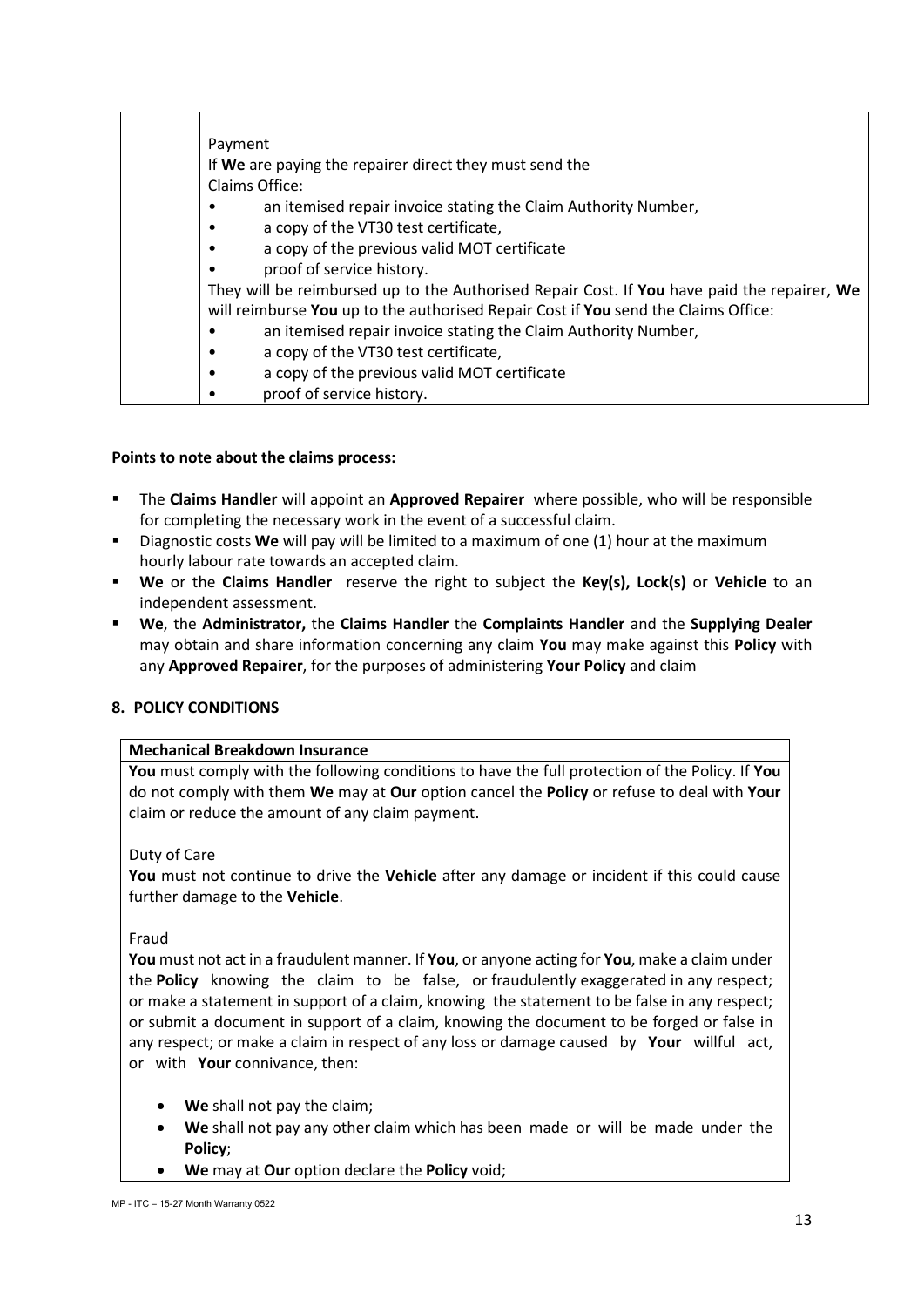| | Payment<br>If **We** are paying the repairer direct they must send the Claims Office:<br>• an itemised repair invoice stating the Claim Authority Number,<br>• a copy of the VT30 test certificate,<br>• a copy of the previous valid MOT certificate<br>• proof of service history.<br>They will be reimbursed up to the Authorised Repair Cost. If **You** have paid the repairer, **We** will reimburse **You** up to the authorised Repair Cost if **You** send the Claims Office:<br>• an itemised repair invoice stating the Claim Authority Number,<br>• a copy of the VT30 test certificate,<br>• a copy of the previous valid MOT certificate<br>• proof of service history. |
|---|---|

**Points to note about the claims process:**

- The **Claims Handler** will appoint an **Approved Repairer** where possible, who will be responsible for completing the necessary work in the event of a successful claim.
- Diagnostic costs **We** will pay will be limited to a maximum of one (1) hour at the maximum hourly labour rate towards an accepted claim.
- **We** or the **Claims Handler** reserve the right to subject the **Key(s), Lock(s)** or **Vehicle** to an independent assessment.
- **We**, the **Administrator,** the **Claims Handler** the **Complaints Handler** and the **Supplying Dealer** may obtain and share information concerning any claim **You** may make against this **Policy** with any **Approved Repairer**, for the purposes of administering **Your Policy** and claim

## 8. POLICY CONDITIONS

**Mechanical Breakdown Insurance**

**You** must comply with the following conditions to have the full protection of the Policy. If **You** do not comply with them **We** may at **Our** option cancel the **Policy** or refuse to deal with **Your** claim or reduce the amount of any claim payment.

Duty of Care

**You** must not continue to drive the **Vehicle** after any damage or incident if this could cause further damage to the **Vehicle**.

Fraud

**You** must not act in a fraudulent manner. If **You**, or anyone acting for **You**, make a claim under the **Policy** knowing the claim to be false, or fraudulently exaggerated in any respect; or make a statement in support of a claim, knowing the statement to be false in any respect; or submit a document in support of a claim, knowing the document to be forged or false in any respect; or make a claim in respect of any loss or damage caused by **Your** willful act, or with **Your** connivance, then:

- **We** shall not pay the claim;
- **We** shall not pay any other claim which has been made or will be made under the **Policy**;
- **We** may at **Our** option declare the **Policy** void;

MP - ITC – 15-27 Month Warranty 0522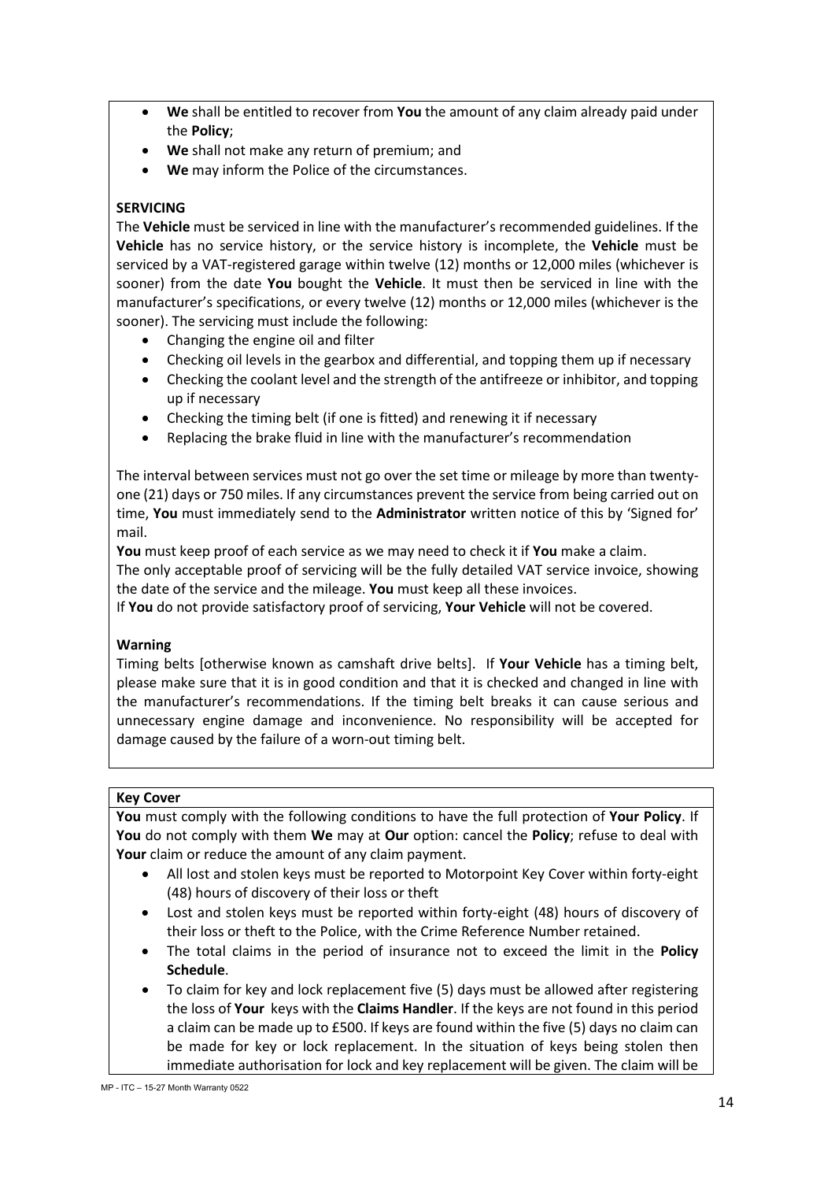- **We** shall be entitled to recover from **You** the amount of any claim already paid under the **Policy**;
- **We** shall not make any return of premium; and
- **We** may inform the Police of the circumstances.

**SERVICING**

The **Vehicle** must be serviced in line with the manufacturer's recommended guidelines. If the **Vehicle** has no service history, or the service history is incomplete, the **Vehicle** must be serviced by a VAT-registered garage within twelve (12) months or 12,000 miles (whichever is sooner) from the date **You** bought the **Vehicle**. It must then be serviced in line with the manufacturer's specifications, or every twelve (12) months or 12,000 miles (whichever is the sooner). The servicing must include the following:

- Changing the engine oil and filter
- Checking oil levels in the gearbox and differential, and topping them up if necessary
- Checking the coolant level and the strength of the antifreeze or inhibitor, and topping up if necessary
- Checking the timing belt (if one is fitted) and renewing it if necessary
- Replacing the brake fluid in line with the manufacturer's recommendation

The interval between services must not go over the set time or mileage by more than twenty-one (21) days or 750 miles. If any circumstances prevent the service from being carried out on time, **You** must immediately send to the **Administrator** written notice of this by 'Signed for' mail.

**You** must keep proof of each service as we may need to check it if **You** make a claim.

The only acceptable proof of servicing will be the fully detailed VAT service invoice, showing the date of the service and the mileage. **You** must keep all these invoices.

If **You** do not provide satisfactory proof of servicing, **Your Vehicle** will not be covered.

**Warning**

Timing belts [otherwise known as camshaft drive belts]. If **Your Vehicle** has a timing belt, please make sure that it is in good condition and that it is checked and changed in line with the manufacturer's recommendations. If the timing belt breaks it can cause serious and unnecessary engine damage and inconvenience. No responsibility will be accepted for damage caused by the failure of a worn-out timing belt.

**Key Cover**

**You** must comply with the following conditions to have the full protection of **Your Policy**. If **You** do not comply with them **We** may at **Our** option: cancel the **Policy**; refuse to deal with **Your** claim or reduce the amount of any claim payment.

- All lost and stolen keys must be reported to Motorpoint Key Cover within forty-eight (48) hours of discovery of their loss or theft
- Lost and stolen keys must be reported within forty-eight (48) hours of discovery of their loss or theft to the Police, with the Crime Reference Number retained.
- The total claims in the period of insurance not to exceed the limit in the **Policy Schedule**.
- To claim for key and lock replacement five (5) days must be allowed after registering the loss of **Your** keys with the **Claims Handler**. If the keys are not found in this period a claim can be made up to £500. If keys are found within the five (5) days no claim can be made for key or lock replacement. In the situation of keys being stolen then immediate authorisation for lock and key replacement will be given. The claim will be

MP - ITC – 15-27 Month Warranty 0522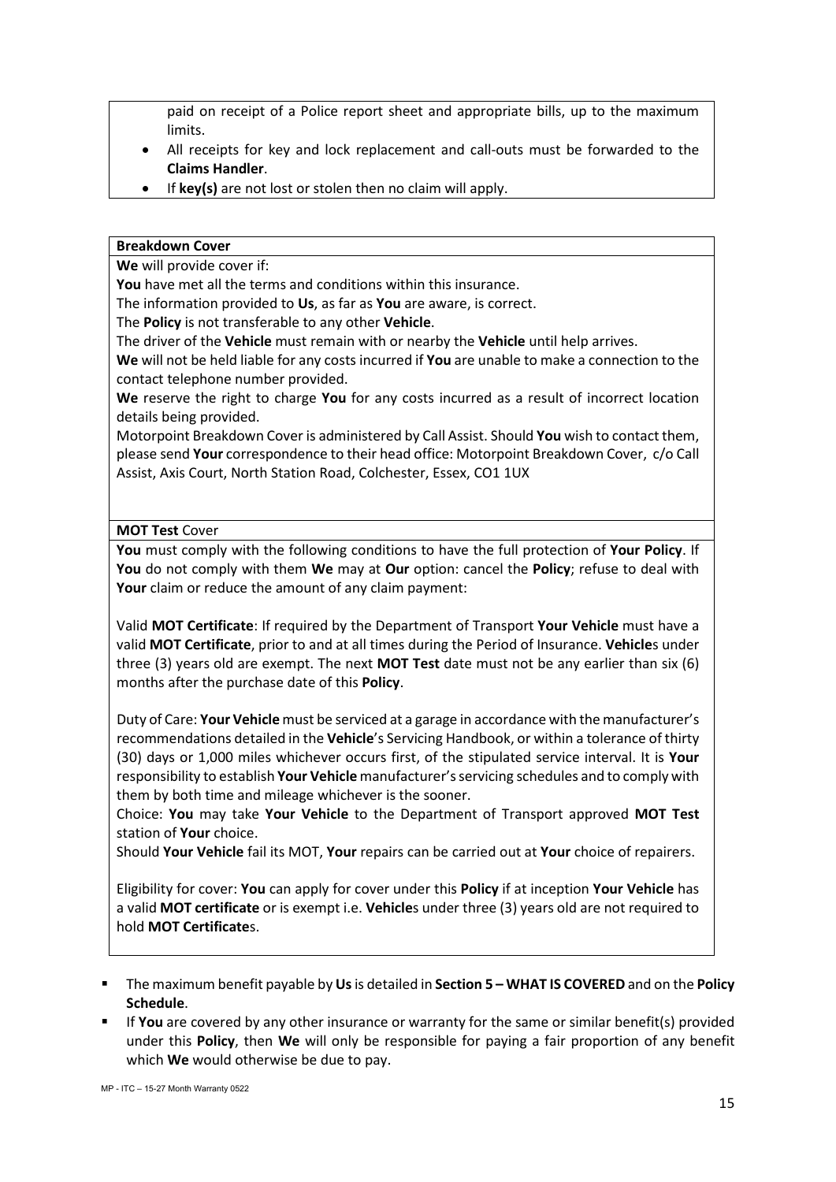paid on receipt of a Police report sheet and appropriate bills, up to the maximum limits.

- All receipts for key and lock replacement and call-outs must be forwarded to the **Claims Handler**.
- If **key(s)** are not lost or stolen then no claim will apply.

**Breakdown Cover**

**We** will provide cover if:

**You** have met all the terms and conditions within this insurance.

The information provided to **Us**, as far as **You** are aware, is correct.

The **Policy** is not transferable to any other **Vehicle**.

The driver of the **Vehicle** must remain with or nearby the **Vehicle** until help arrives.

**We** will not be held liable for any costs incurred if **You** are unable to make a connection to the contact telephone number provided.

**We** reserve the right to charge **You** for any costs incurred as a result of incorrect location details being provided.

Motorpoint Breakdown Cover is administered by Call Assist. Should **You** wish to contact them, please send **Your** correspondence to their head office: Motorpoint Breakdown Cover, c/o Call Assist, Axis Court, North Station Road, Colchester, Essex, CO1 1UX

**MOT Test** Cover

**You** must comply with the following conditions to have the full protection of **Your Policy**. If **You** do not comply with them **We** may at **Our** option: cancel the **Policy**; refuse to deal with **Your** claim or reduce the amount of any claim payment:

Valid **MOT Certificate**: If required by the Department of Transport **Your Vehicle** must have a valid **MOT Certificate**, prior to and at all times during the Period of Insurance. **Vehicle**s under three (3) years old are exempt. The next **MOT Test** date must not be any earlier than six (6) months after the purchase date of this **Policy**.

Duty of Care: **Your Vehicle** must be serviced at a garage in accordance with the manufacturer's recommendations detailed in the **Vehicle**'s Servicing Handbook, or within a tolerance of thirty (30) days or 1,000 miles whichever occurs first, of the stipulated service interval. It is **Your** responsibility to establish **Your Vehicle** manufacturer's servicing schedules and to comply with them by both time and mileage whichever is the sooner.

Choice: **You** may take **Your Vehicle** to the Department of Transport approved **MOT Test** station of **Your** choice.

Should **Your Vehicle** fail its MOT, **Your** repairs can be carried out at **Your** choice of repairers.

Eligibility for cover: **You** can apply for cover under this **Policy** if at inception **Your Vehicle** has a valid **MOT certificate** or is exempt i.e. **Vehicle**s under three (3) years old are not required to hold **MOT Certificate**s.

- The maximum benefit payable by **Us** is detailed in **Section 5 – WHAT IS COVERED** and on the **Policy Schedule**.
- If **You** are covered by any other insurance or warranty for the same or similar benefit(s) provided under this **Policy**, then **We** will only be responsible for paying a fair proportion of any benefit which **We** would otherwise be due to pay.

MP - ITC – 15-27 Month Warranty 0522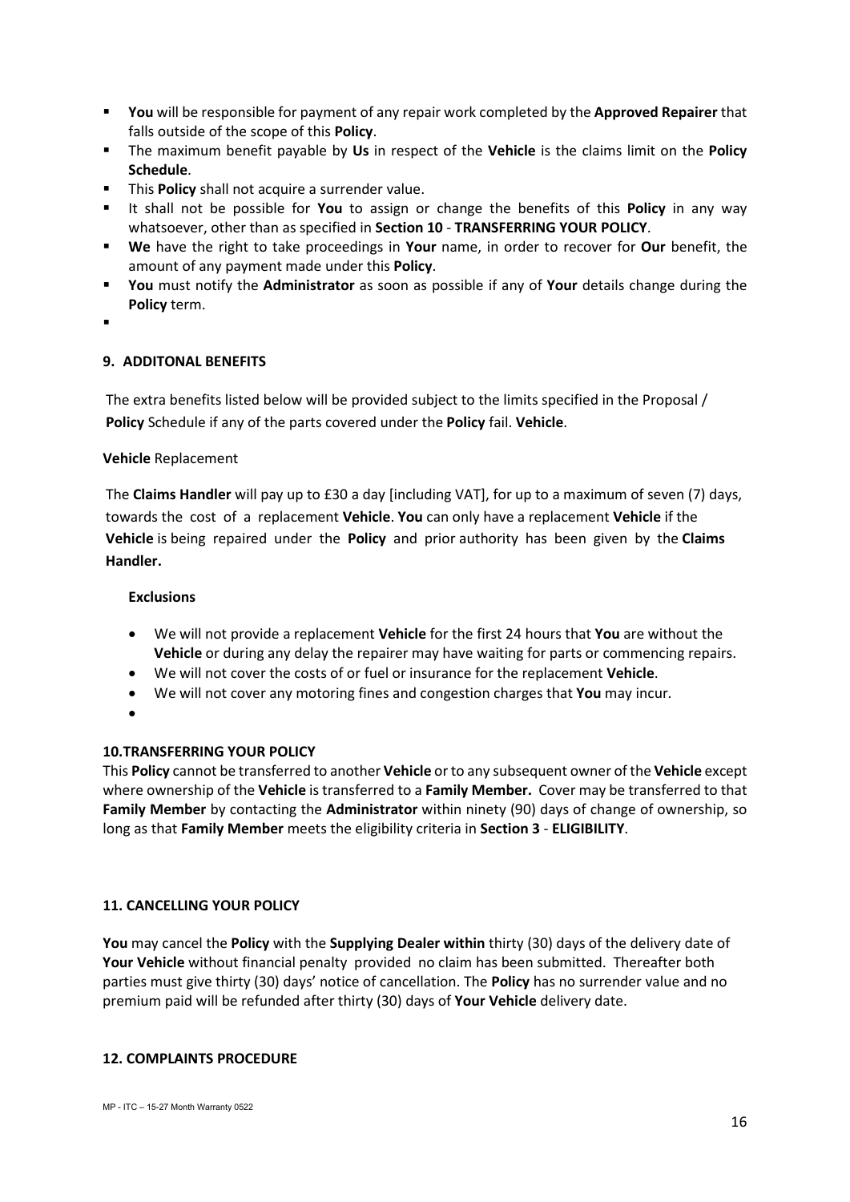- **You** will be responsible for payment of any repair work completed by the **Approved Repairer** that falls outside of the scope of this **Policy**.
- The maximum benefit payable by **Us** in respect of the **Vehicle** is the claims limit on the **Policy Schedule**.
- This **Policy** shall not acquire a surrender value.
- It shall not be possible for **You** to assign or change the benefits of this **Policy** in any way whatsoever, other than as specified in **Section 10** - **TRANSFERRING YOUR POLICY**.
- **We** have the right to take proceedings in **Your** name, in order to recover for **Our** benefit, the amount of any payment made under this **Policy**.
- **You** must notify the **Administrator** as soon as possible if any of **Your** details change during the **Policy** term.

## 9. ADDITONAL BENEFITS

The extra benefits listed below will be provided subject to the limits specified in the Proposal / **Policy** Schedule if any of the parts covered under the **Policy** fail. **Vehicle**.

**Vehicle** Replacement

The **Claims Handler** will pay up to £30 a day [including VAT], for up to a maximum of seven (7) days, towards the cost of a replacement **Vehicle**. **You** can only have a replacement **Vehicle** if the **Vehicle** is being repaired under the **Policy** and prior authority has been given by the **Claims Handler.**

**Exclusions**

- We will not provide a replacement **Vehicle** for the first 24 hours that **You** are without the **Vehicle** or during any delay the repairer may have waiting for parts or commencing repairs.
- We will not cover the costs of or fuel or insurance for the replacement **Vehicle**.
- We will not cover any motoring fines and congestion charges that **You** may incur.

## 10.TRANSFERRING YOUR POLICY

This **Policy** cannot be transferred to another **Vehicle** or to any subsequent owner of the **Vehicle** except where ownership of the **Vehicle** is transferred to a **Family Member.** Cover may be transferred to that **Family Member** by contacting the **Administrator** within ninety (90) days of change of ownership, so long as that **Family Member** meets the eligibility criteria in **Section 3** - **ELIGIBILITY**.

## 11. CANCELLING YOUR POLICY

**You** may cancel the **Policy** with the **Supplying Dealer within** thirty (30) days of the delivery date of **Your Vehicle** without financial penalty provided no claim has been submitted. Thereafter both parties must give thirty (30) days' notice of cancellation. The **Policy** has no surrender value and no premium paid will be refunded after thirty (30) days of **Your Vehicle** delivery date.

## 12. COMPLAINTS PROCEDURE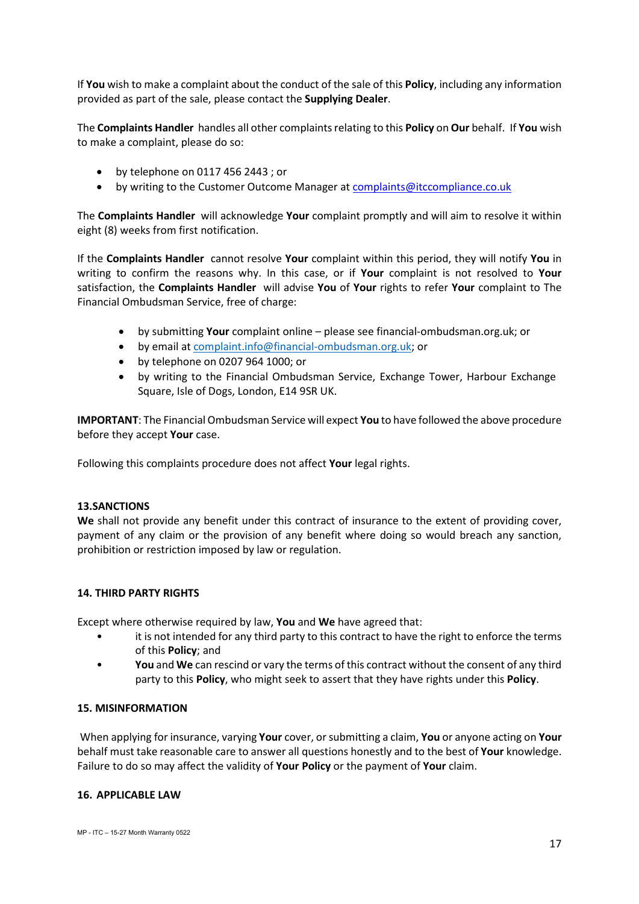If **You** wish to make a complaint about the conduct of the sale of this **Policy**, including any information provided as part of the sale, please contact the **Supplying Dealer**.

The **Complaints Handler** handles all other complaints relating to this **Policy** on **Our** behalf. If **You** wish to make a complaint, please do so:

- by telephone on 0117 456 2443 ; or
- by writing to the Customer Outcome Manager at complaints@itccompliance.co.uk

The **Complaints Handler** will acknowledge **Your** complaint promptly and will aim to resolve it within eight (8) weeks from first notification.

If the **Complaints Handler** cannot resolve **Your** complaint within this period, they will notify **You** in writing to confirm the reasons why. In this case, or if **Your** complaint is not resolved to **Your** satisfaction, the **Complaints Handler** will advise **You** of **Your** rights to refer **Your** complaint to The Financial Ombudsman Service, free of charge:

- by submitting **Your** complaint online – please see financial-ombudsman.org.uk; or
- by email at complaint.info@financial-ombudsman.org.uk; or
- by telephone on 0207 964 1000; or
- by writing to the Financial Ombudsman Service, Exchange Tower, Harbour Exchange Square, Isle of Dogs, London, E14 9SR UK.

**IMPORTANT**: The Financial Ombudsman Service will expect **You** to have followed the above procedure before they accept **Your** case.

Following this complaints procedure does not affect **Your** legal rights.

#### 13.SANCTIONS

**We** shall not provide any benefit under this contract of insurance to the extent of providing cover, payment of any claim or the provision of any benefit where doing so would breach any sanction, prohibition or restriction imposed by law or regulation.

#### 14. THIRD PARTY RIGHTS

Except where otherwise required by law, **You** and **We** have agreed that:

- it is not intended for any third party to this contract to have the right to enforce the terms of this **Policy**; and
- **You** and **We** can rescind or vary the terms of this contract without the consent of any third party to this **Policy**, who might seek to assert that they have rights under this **Policy**.

#### 15. MISINFORMATION

When applying for insurance, varying **Your** cover, or submitting a claim, **You** or anyone acting on **Your** behalf must take reasonable care to answer all questions honestly and to the best of **Your** knowledge. Failure to do so may affect the validity of **Your Policy** or the payment of **Your** claim.

#### 16. APPLICABLE LAW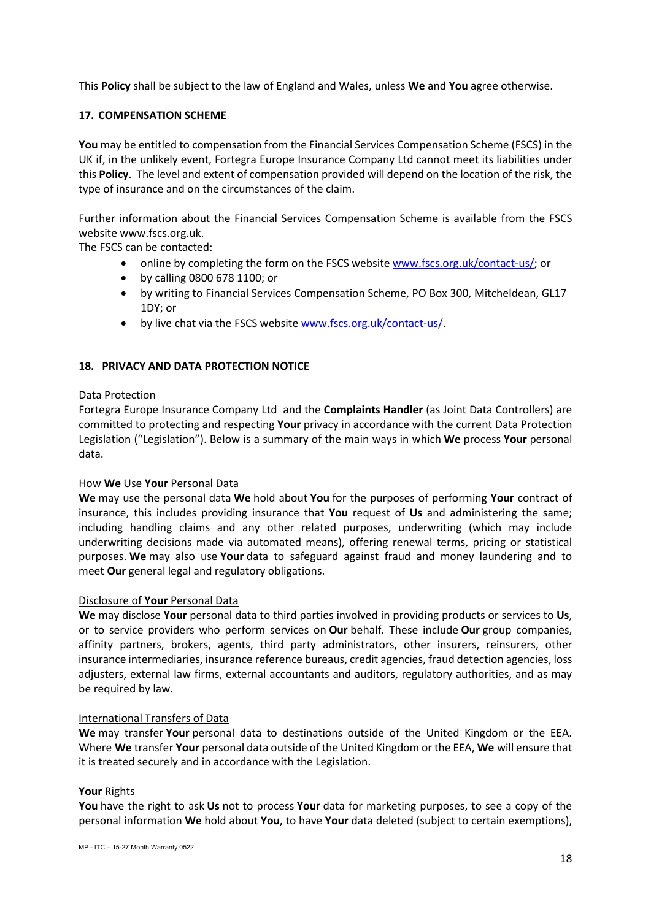This **Policy** shall be subject to the law of England and Wales, unless **We** and **You** agree otherwise.

## 17. COMPENSATION SCHEME

**You** may be entitled to compensation from the Financial Services Compensation Scheme (FSCS) in the UK if, in the unlikely event, Fortegra Europe Insurance Company Ltd cannot meet its liabilities under this **Policy**. The level and extent of compensation provided will depend on the location of the risk, the type of insurance and on the circumstances of the claim.

Further information about the Financial Services Compensation Scheme is available from the FSCS website www.fscs.org.uk.
The FSCS can be contacted:

- online by completing the form on the FSCS website www.fscs.org.uk/contact-us/; or
- by calling 0800 678 1100; or
- by writing to Financial Services Compensation Scheme, PO Box 300, Mitcheldean, GL17 1DY; or
- by live chat via the FSCS website www.fscs.org.uk/contact-us/.

## 18. PRIVACY AND DATA PROTECTION NOTICE

Data Protection

Fortegra Europe Insurance Company Ltd and the **Complaints Handler** (as Joint Data Controllers) are committed to protecting and respecting **Your** privacy in accordance with the current Data Protection Legislation ("Legislation"). Below is a summary of the main ways in which **We** process **Your** personal data.

How **We** Use **Your** Personal Data

**We** may use the personal data **We** hold about **You** for the purposes of performing **Your** contract of insurance, this includes providing insurance that **You** request of **Us** and administering the same; including handling claims and any other related purposes, underwriting (which may include underwriting decisions made via automated means), offering renewal terms, pricing or statistical purposes. **We** may also use **Your** data to safeguard against fraud and money laundering and to meet **Our** general legal and regulatory obligations.

Disclosure of **Your** Personal Data

**We** may disclose **Your** personal data to third parties involved in providing products or services to **Us**, or to service providers who perform services on **Our** behalf. These include **Our** group companies, affinity partners, brokers, agents, third party administrators, other insurers, reinsurers, other insurance intermediaries, insurance reference bureaus, credit agencies, fraud detection agencies, loss adjusters, external law firms, external accountants and auditors, regulatory authorities, and as may be required by law.

International Transfers of Data

**We** may transfer **Your** personal data to destinations outside of the United Kingdom or the EEA. Where **We** transfer **Your** personal data outside of the United Kingdom or the EEA, **We** will ensure that it is treated securely and in accordance with the Legislation.

**Your** Rights

**You** have the right to ask **Us** not to process **Your** data for marketing purposes, to see a copy of the personal information **We** hold about **You**, to have **Your** data deleted (subject to certain exemptions),

MP - ITC – 15-27 Month Warranty 0522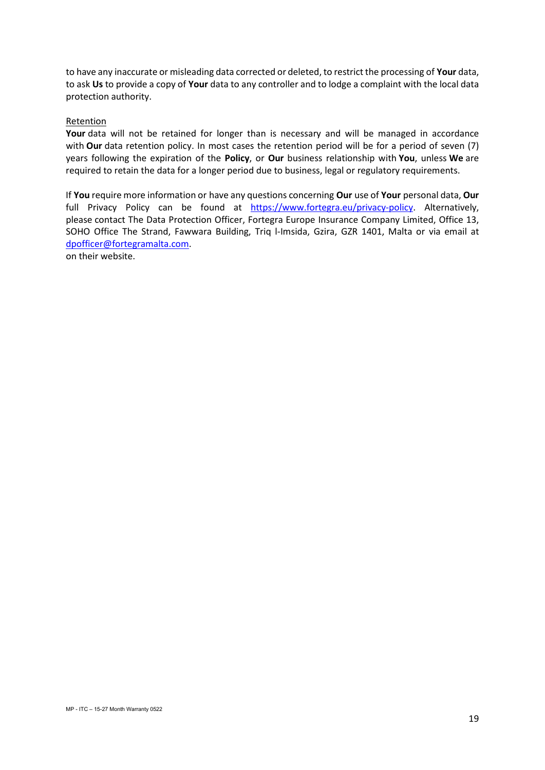to have any inaccurate or misleading data corrected or deleted, to restrict the processing of **Your** data, to ask **Us** to provide a copy of **Your** data to any controller and to lodge a complaint with the local data protection authority.

Retention

**Your** data will not be retained for longer than is necessary and will be managed in accordance with **Our** data retention policy. In most cases the retention period will be for a period of seven (7) years following the expiration of the **Policy**, or **Our** business relationship with **You**, unless **We** are required to retain the data for a longer period due to business, legal or regulatory requirements.

If **You** require more information or have any questions concerning **Our** use of **Your** personal data, **Our** full Privacy Policy can be found at https://www.fortegra.eu/privacy-policy. Alternatively, please contact The Data Protection Officer, Fortegra Europe Insurance Company Limited, Office 13, SOHO Office The Strand, Fawwara Building, Triq l-Imsida, Gzira, GZR 1401, Malta or via email at dpofficer@fortegramalta.com.
on their website.

MP - ITC – 15-27 Month Warranty 0522